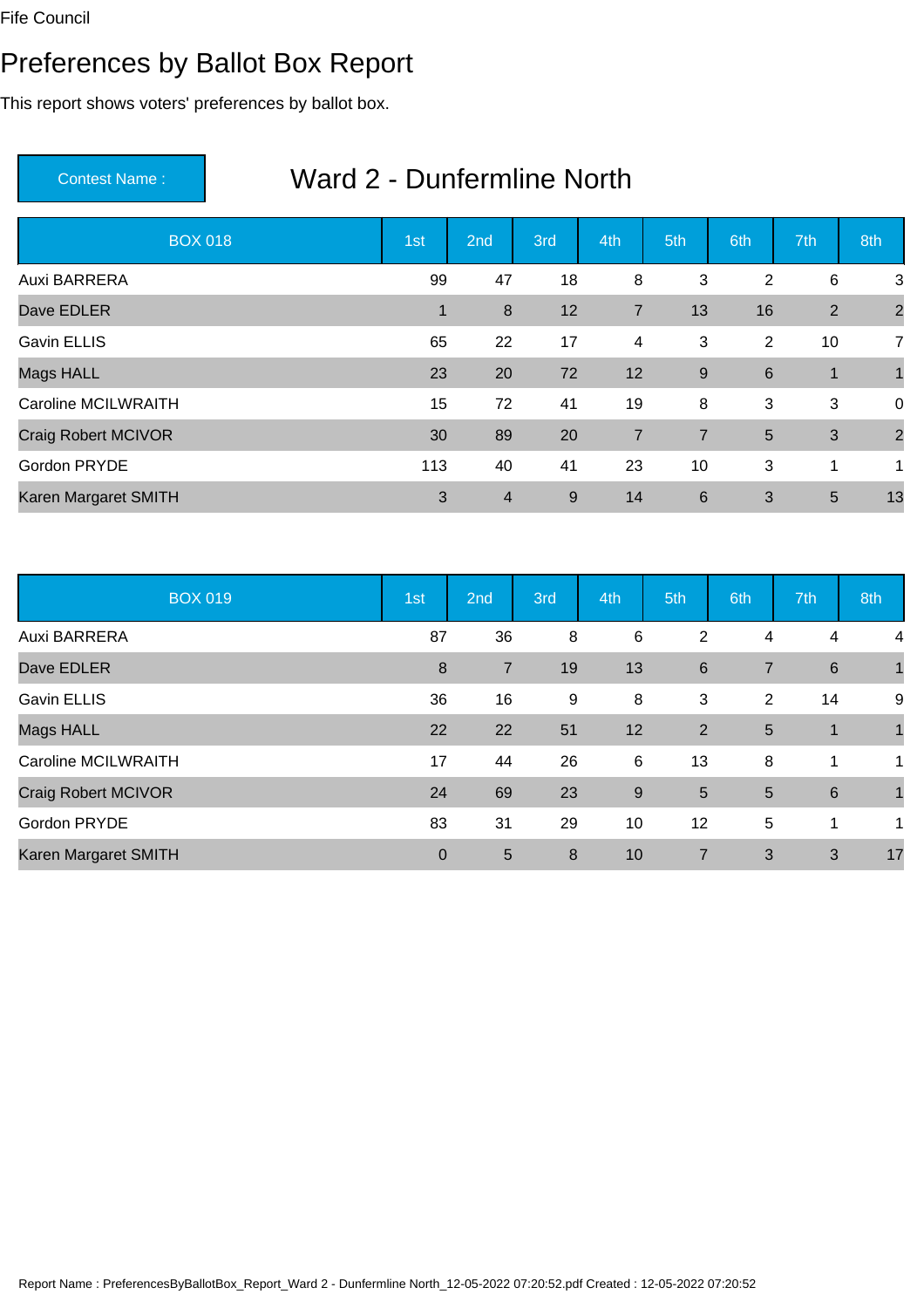Fife Council

# Preferences by Ballot Box Report

This report shows voters' preferences by ballot box.

**Contest Name :** Ward 2 - Dunfermline North

| BOX 018 | 1st | 2nd | 3rd | 4th | 5th | 6th | 7th | 8th |
|---|---|---|---|---|---|---|---|---|
| Auxi BARRERA | 99 | 47 | 18 | 8 | 3 | 2 | 6 | 3 |
| Dave EDLER | 1 | 8 | 12 | 7 | 13 | 16 | 2 | 2 |
| Gavin ELLIS | 65 | 22 | 17 | 4 | 3 | 2 | 10 | 7 |
| Mags HALL | 23 | 20 | 72 | 12 | 9 | 6 | 1 | 1 |
| Caroline MCILWRAITH | 15 | 72 | 41 | 19 | 8 | 3 | 3 | 0 |
| Craig Robert MCIVOR | 30 | 89 | 20 | 7 | 7 | 5 | 3 | 2 |
| Gordon PRYDE | 113 | 40 | 41 | 23 | 10 | 3 | 1 | 1 |
| Karen Margaret SMITH | 3 | 4 | 9 | 14 | 6 | 3 | 5 | 13 |

| BOX 019 | 1st | 2nd | 3rd | 4th | 5th | 6th | 7th | 8th |
|---|---|---|---|---|---|---|---|---|
| Auxi BARRERA | 87 | 36 | 8 | 6 | 2 | 4 | 4 | 4 |
| Dave EDLER | 8 | 7 | 19 | 13 | 6 | 7 | 6 | 1 |
| Gavin ELLIS | 36 | 16 | 9 | 8 | 3 | 2 | 14 | 9 |
| Mags HALL | 22 | 22 | 51 | 12 | 2 | 5 | 1 | 1 |
| Caroline MCILWRAITH | 17 | 44 | 26 | 6 | 13 | 8 | 1 | 1 |
| Craig Robert MCIVOR | 24 | 69 | 23 | 9 | 5 | 5 | 6 | 1 |
| Gordon PRYDE | 83 | 31 | 29 | 10 | 12 | 5 | 1 | 1 |
| Karen Margaret SMITH | 0 | 5 | 8 | 10 | 7 | 3 | 3 | 17 |

Report Name : PreferencesByBallotBox_Report_Ward 2 - Dunfermline North_12-05-2022 07:20:52.pdf Created : 12-05-2022 07:20:52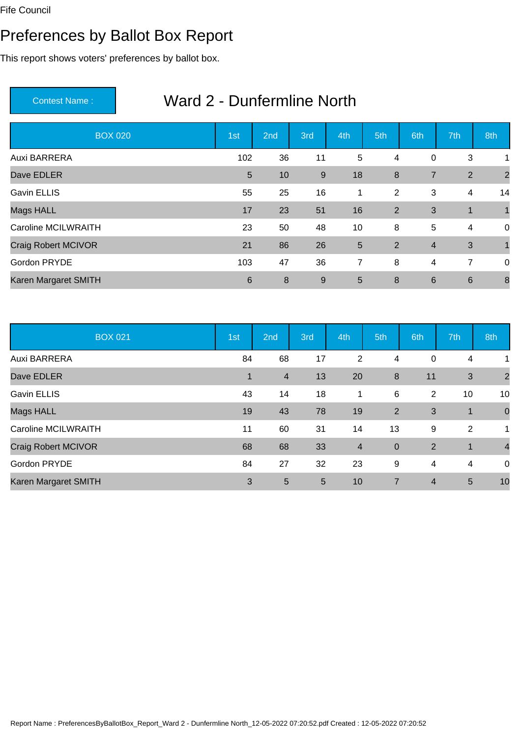Fife Council

# Preferences by Ballot Box Report

This report shows voters' preferences by ballot box.

## Contest Name : Ward 2 - Dunfermline North

| BOX 020 | 1st | 2nd | 3rd | 4th | 5th | 6th | 7th | 8th |
|---|---|---|---|---|---|---|---|---|
| Auxi BARRERA | 102 | 36 | 11 | 5 | 4 | 0 | 3 | 1 |
| Dave EDLER | 5 | 10 | 9 | 18 | 8 | 7 | 2 | 2 |
| Gavin ELLIS | 55 | 25 | 16 | 1 | 2 | 3 | 4 | 14 |
| Mags HALL | 17 | 23 | 51 | 16 | 2 | 3 | 1 | 1 |
| Caroline MCILWRAITH | 23 | 50 | 48 | 10 | 8 | 5 | 4 | 0 |
| Craig Robert MCIVOR | 21 | 86 | 26 | 5 | 2 | 4 | 3 | 1 |
| Gordon PRYDE | 103 | 47 | 36 | 7 | 8 | 4 | 7 | 0 |
| Karen Margaret SMITH | 6 | 8 | 9 | 5 | 8 | 6 | 6 | 8 |

| BOX 021 | 1st | 2nd | 3rd | 4th | 5th | 6th | 7th | 8th |
|---|---|---|---|---|---|---|---|---|
| Auxi BARRERA | 84 | 68 | 17 | 2 | 4 | 0 | 4 | 1 |
| Dave EDLER | 1 | 4 | 13 | 20 | 8 | 11 | 3 | 2 |
| Gavin ELLIS | 43 | 14 | 18 | 1 | 6 | 2 | 10 | 10 |
| Mags HALL | 19 | 43 | 78 | 19 | 2 | 3 | 1 | 0 |
| Caroline MCILWRAITH | 11 | 60 | 31 | 14 | 13 | 9 | 2 | 1 |
| Craig Robert MCIVOR | 68 | 68 | 33 | 4 | 0 | 2 | 1 | 4 |
| Gordon PRYDE | 84 | 27 | 32 | 23 | 9 | 4 | 4 | 0 |
| Karen Margaret SMITH | 3 | 5 | 5 | 10 | 7 | 4 | 5 | 10 |

Report Name : PreferencesByBallotBox_Report_Ward 2 - Dunfermline North_12-05-2022 07:20:52.pdf Created : 12-05-2022 07:20:52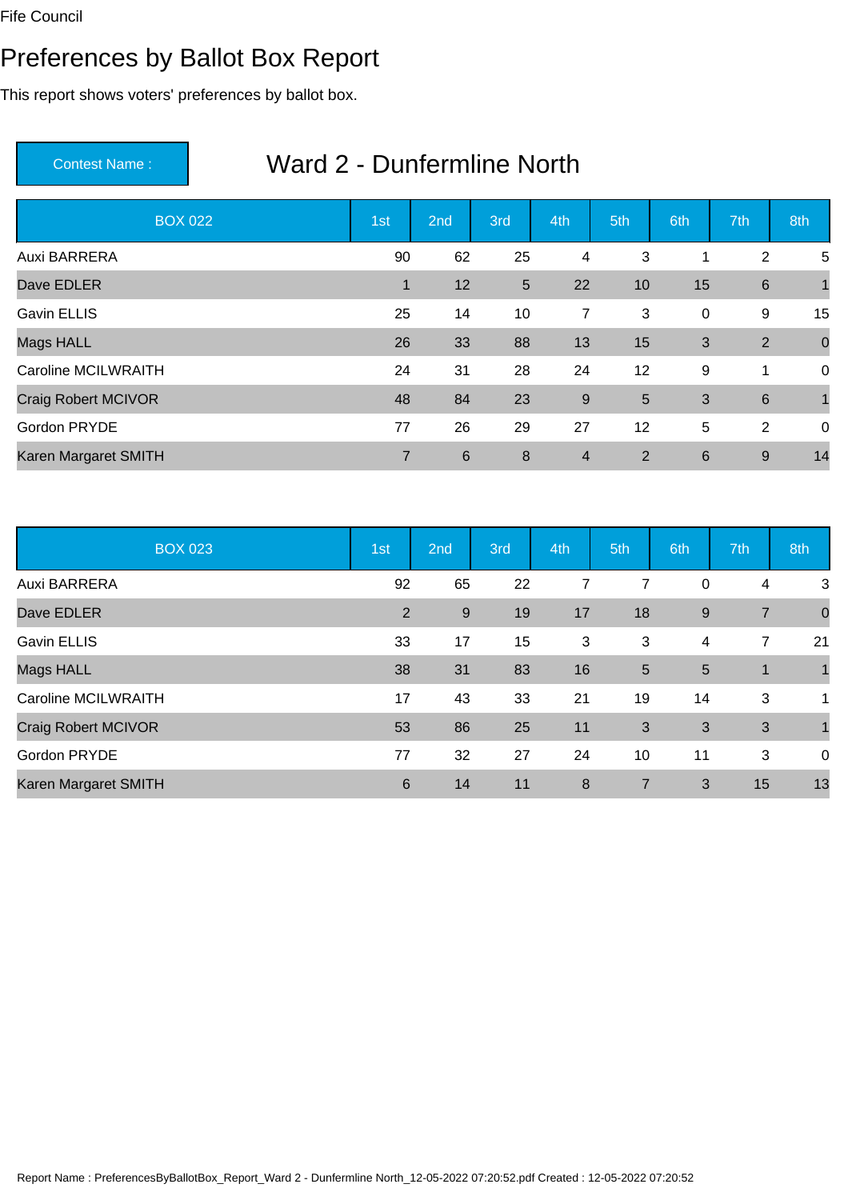Fife Council

# Preferences by Ballot Box Report

This report shows voters' preferences by ballot box.

| Contest Name : | Ward 2 - Dunfermline North |
|---|---|

| BOX 022 | 1st | 2nd | 3rd | 4th | 5th | 6th | 7th | 8th |
|---|---|---|---|---|---|---|---|---|
| Auxi BARRERA | 90 | 62 | 25 | 4 | 3 | 1 | 2 | 5 |
| Dave EDLER | 1 | 12 | 5 | 22 | 10 | 15 | 6 | 1 |
| Gavin ELLIS | 25 | 14 | 10 | 7 | 3 | 0 | 9 | 15 |
| Mags HALL | 26 | 33 | 88 | 13 | 15 | 3 | 2 | 0 |
| Caroline MCILWRAITH | 24 | 31 | 28 | 24 | 12 | 9 | 1 | 0 |
| Craig Robert MCIVOR | 48 | 84 | 23 | 9 | 5 | 3 | 6 | 1 |
| Gordon PRYDE | 77 | 26 | 29 | 27 | 12 | 5 | 2 | 0 |
| Karen Margaret SMITH | 7 | 6 | 8 | 4 | 2 | 6 | 9 | 14 |

| BOX 023 | 1st | 2nd | 3rd | 4th | 5th | 6th | 7th | 8th |
|---|---|---|---|---|---|---|---|---|
| Auxi BARRERA | 92 | 65 | 22 | 7 | 7 | 0 | 4 | 3 |
| Dave EDLER | 2 | 9 | 19 | 17 | 18 | 9 | 7 | 0 |
| Gavin ELLIS | 33 | 17 | 15 | 3 | 3 | 4 | 7 | 21 |
| Mags HALL | 38 | 31 | 83 | 16 | 5 | 5 | 1 | 1 |
| Caroline MCILWRAITH | 17 | 43 | 33 | 21 | 19 | 14 | 3 | 1 |
| Craig Robert MCIVOR | 53 | 86 | 25 | 11 | 3 | 3 | 3 | 1 |
| Gordon PRYDE | 77 | 32 | 27 | 24 | 10 | 11 | 3 | 0 |
| Karen Margaret SMITH | 6 | 14 | 11 | 8 | 7 | 3 | 15 | 13 |

Report Name : PreferencesByBallotBox_Report_Ward 2 - Dunfermline North_12-05-2022 07:20:52.pdf Created : 12-05-2022 07:20:52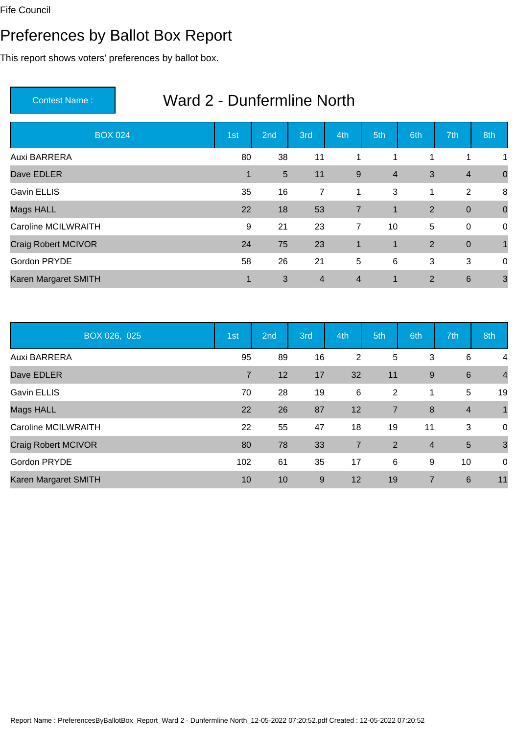Fife Council

# Preferences by Ballot Box Report

This report shows voters' preferences by ballot box.

**Contest Name :** Ward 2 - Dunfermline North

| BOX 024 | 1st | 2nd | 3rd | 4th | 5th | 6th | 7th | 8th |
|---|---|---|---|---|---|---|---|---|
| Auxi BARRERA | 80 | 38 | 11 | 1 | 1 | 1 | 1 | 1 |
| Dave EDLER | 1 | 5 | 11 | 9 | 4 | 3 | 4 | 0 |
| Gavin ELLIS | 35 | 16 | 7 | 1 | 3 | 1 | 2 | 8 |
| Mags HALL | 22 | 18 | 53 | 7 | 1 | 2 | 0 | 0 |
| Caroline MCILWRAITH | 9 | 21 | 23 | 7 | 10 | 5 | 0 | 0 |
| Craig Robert MCIVOR | 24 | 75 | 23 | 1 | 1 | 2 | 0 | 1 |
| Gordon PRYDE | 58 | 26 | 21 | 5 | 6 | 3 | 3 | 0 |
| Karen Margaret SMITH | 1 | 3 | 4 | 4 | 1 | 2 | 6 | 3 |

| BOX 026, 025 | 1st | 2nd | 3rd | 4th | 5th | 6th | 7th | 8th |
|---|---|---|---|---|---|---|---|---|
| Auxi BARRERA | 95 | 89 | 16 | 2 | 5 | 3 | 6 | 4 |
| Dave EDLER | 7 | 12 | 17 | 32 | 11 | 9 | 6 | 4 |
| Gavin ELLIS | 70 | 28 | 19 | 6 | 2 | 1 | 5 | 19 |
| Mags HALL | 22 | 26 | 87 | 12 | 7 | 8 | 4 | 1 |
| Caroline MCILWRAITH | 22 | 55 | 47 | 18 | 19 | 11 | 3 | 0 |
| Craig Robert MCIVOR | 80 | 78 | 33 | 7 | 2 | 4 | 5 | 3 |
| Gordon PRYDE | 102 | 61 | 35 | 17 | 6 | 9 | 10 | 0 |
| Karen Margaret SMITH | 10 | 10 | 9 | 12 | 19 | 7 | 6 | 11 |

Report Name : PreferencesByBallotBox_Report_Ward 2 - Dunfermline North_12-05-2022 07:20:52.pdf Created : 12-05-2022 07:20:52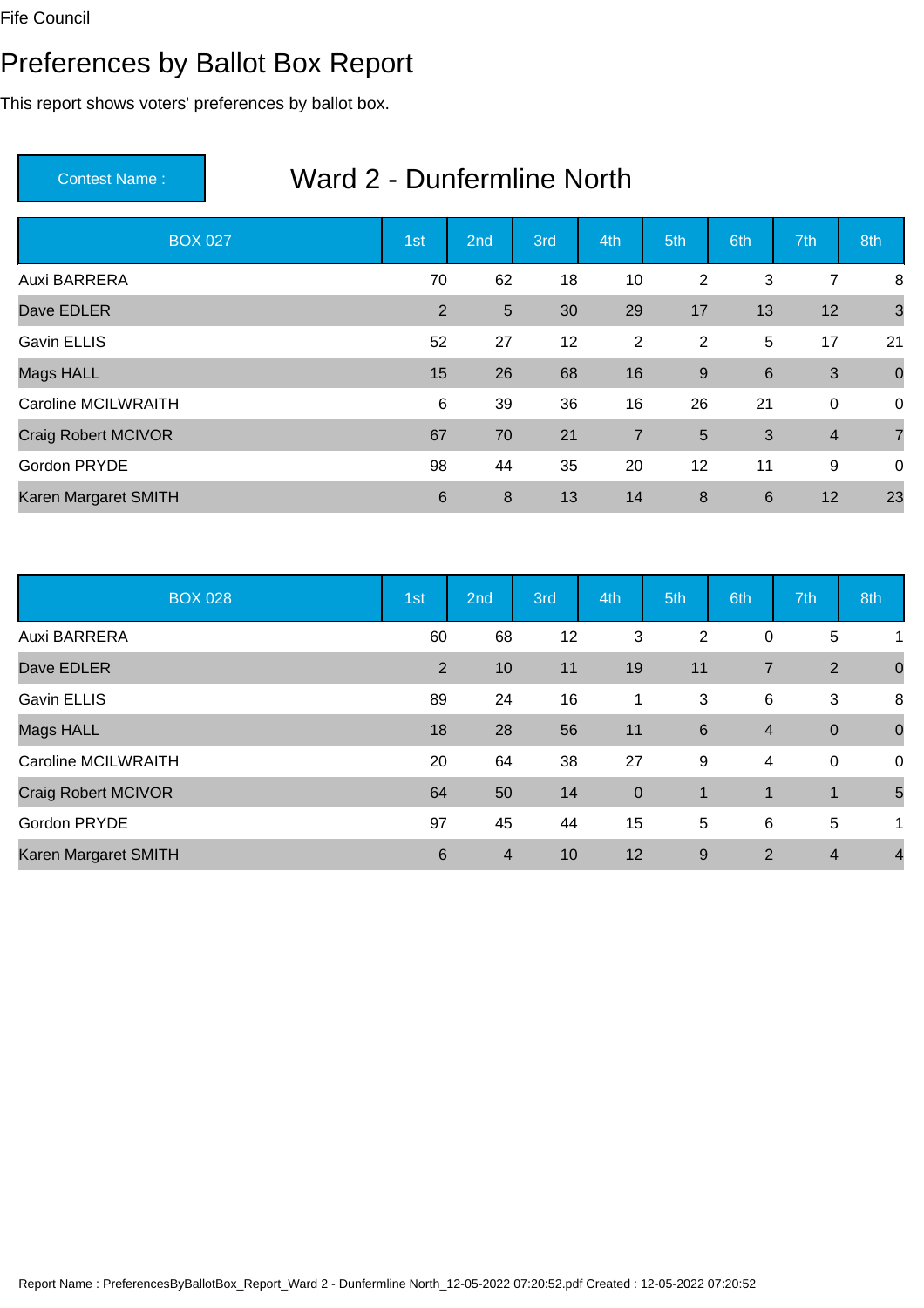Fife Council

# Preferences by Ballot Box Report

This report shows voters' preferences by ballot box.

| Contest Name : | Ward 2 - Dunfermline North |
|---|---|

| BOX 027 | 1st | 2nd | 3rd | 4th | 5th | 6th | 7th | 8th |
|---|---|---|---|---|---|---|---|---|
| Auxi BARRERA | 70 | 62 | 18 | 10 | 2 | 3 | 7 | 8 |
| Dave EDLER | 2 | 5 | 30 | 29 | 17 | 13 | 12 | 3 |
| Gavin ELLIS | 52 | 27 | 12 | 2 | 2 | 5 | 17 | 21 |
| Mags HALL | 15 | 26 | 68 | 16 | 9 | 6 | 3 | 0 |
| Caroline MCILWRAITH | 6 | 39 | 36 | 16 | 26 | 21 | 0 | 0 |
| Craig Robert MCIVOR | 67 | 70 | 21 | 7 | 5 | 3 | 4 | 7 |
| Gordon PRYDE | 98 | 44 | 35 | 20 | 12 | 11 | 9 | 0 |
| Karen Margaret SMITH | 6 | 8 | 13 | 14 | 8 | 6 | 12 | 23 |

| BOX 028 | 1st | 2nd | 3rd | 4th | 5th | 6th | 7th | 8th |
|---|---|---|---|---|---|---|---|---|
| Auxi BARRERA | 60 | 68 | 12 | 3 | 2 | 0 | 5 | 1 |
| Dave EDLER | 2 | 10 | 11 | 19 | 11 | 7 | 2 | 0 |
| Gavin ELLIS | 89 | 24 | 16 | 1 | 3 | 6 | 3 | 8 |
| Mags HALL | 18 | 28 | 56 | 11 | 6 | 4 | 0 | 0 |
| Caroline MCILWRAITH | 20 | 64 | 38 | 27 | 9 | 4 | 0 | 0 |
| Craig Robert MCIVOR | 64 | 50 | 14 | 0 | 1 | 1 | 1 | 5 |
| Gordon PRYDE | 97 | 45 | 44 | 15 | 5 | 6 | 5 | 1 |
| Karen Margaret SMITH | 6 | 4 | 10 | 12 | 9 | 2 | 4 | 4 |

Report Name : PreferencesByBallotBox_Report_Ward 2 - Dunfermline North_12-05-2022 07:20:52.pdf Created : 12-05-2022 07:20:52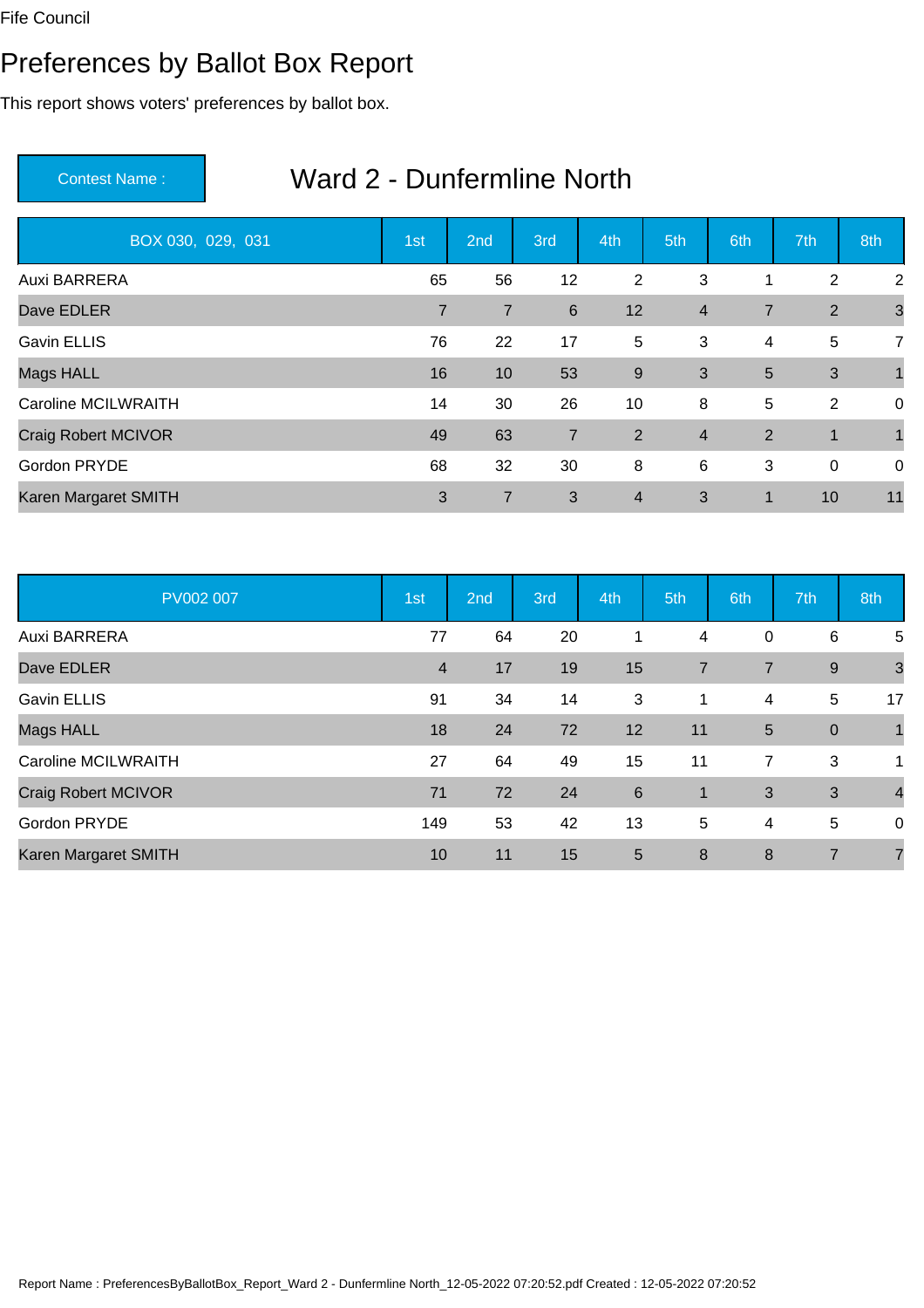Fife Council

# Preferences by Ballot Box Report

This report shows voters' preferences by ballot box.

**Contest Name :** Ward 2 - Dunfermline North

| BOX 030, 029, 031 | 1st | 2nd | 3rd | 4th | 5th | 6th | 7th | 8th |
|---|---|---|---|---|---|---|---|---|
| Auxi BARRERA | 65 | 56 | 12 | 2 | 3 | 1 | 2 | 2 |
| Dave EDLER | 7 | 7 | 6 | 12 | 4 | 7 | 2 | 3 |
| Gavin ELLIS | 76 | 22 | 17 | 5 | 3 | 4 | 5 | 7 |
| Mags HALL | 16 | 10 | 53 | 9 | 3 | 5 | 3 | 1 |
| Caroline MCILWRAITH | 14 | 30 | 26 | 10 | 8 | 5 | 2 | 0 |
| Craig Robert MCIVOR | 49 | 63 | 7 | 2 | 4 | 2 | 1 | 1 |
| Gordon PRYDE | 68 | 32 | 30 | 8 | 6 | 3 | 0 | 0 |
| Karen Margaret SMITH | 3 | 7 | 3 | 4 | 3 | 1 | 10 | 11 |

| PV002 007 | 1st | 2nd | 3rd | 4th | 5th | 6th | 7th | 8th |
|---|---|---|---|---|---|---|---|---|
| Auxi BARRERA | 77 | 64 | 20 | 1 | 4 | 0 | 6 | 5 |
| Dave EDLER | 4 | 17 | 19 | 15 | 7 | 7 | 9 | 3 |
| Gavin ELLIS | 91 | 34 | 14 | 3 | 1 | 4 | 5 | 17 |
| Mags HALL | 18 | 24 | 72 | 12 | 11 | 5 | 0 | 1 |
| Caroline MCILWRAITH | 27 | 64 | 49 | 15 | 11 | 7 | 3 | 1 |
| Craig Robert MCIVOR | 71 | 72 | 24 | 6 | 1 | 3 | 3 | 4 |
| Gordon PRYDE | 149 | 53 | 42 | 13 | 5 | 4 | 5 | 0 |
| Karen Margaret SMITH | 10 | 11 | 15 | 5 | 8 | 8 | 7 | 7 |

Report Name : PreferencesByBallotBox_Report_Ward 2 - Dunfermline North_12-05-2022 07:20:52.pdf Created : 12-05-2022 07:20:52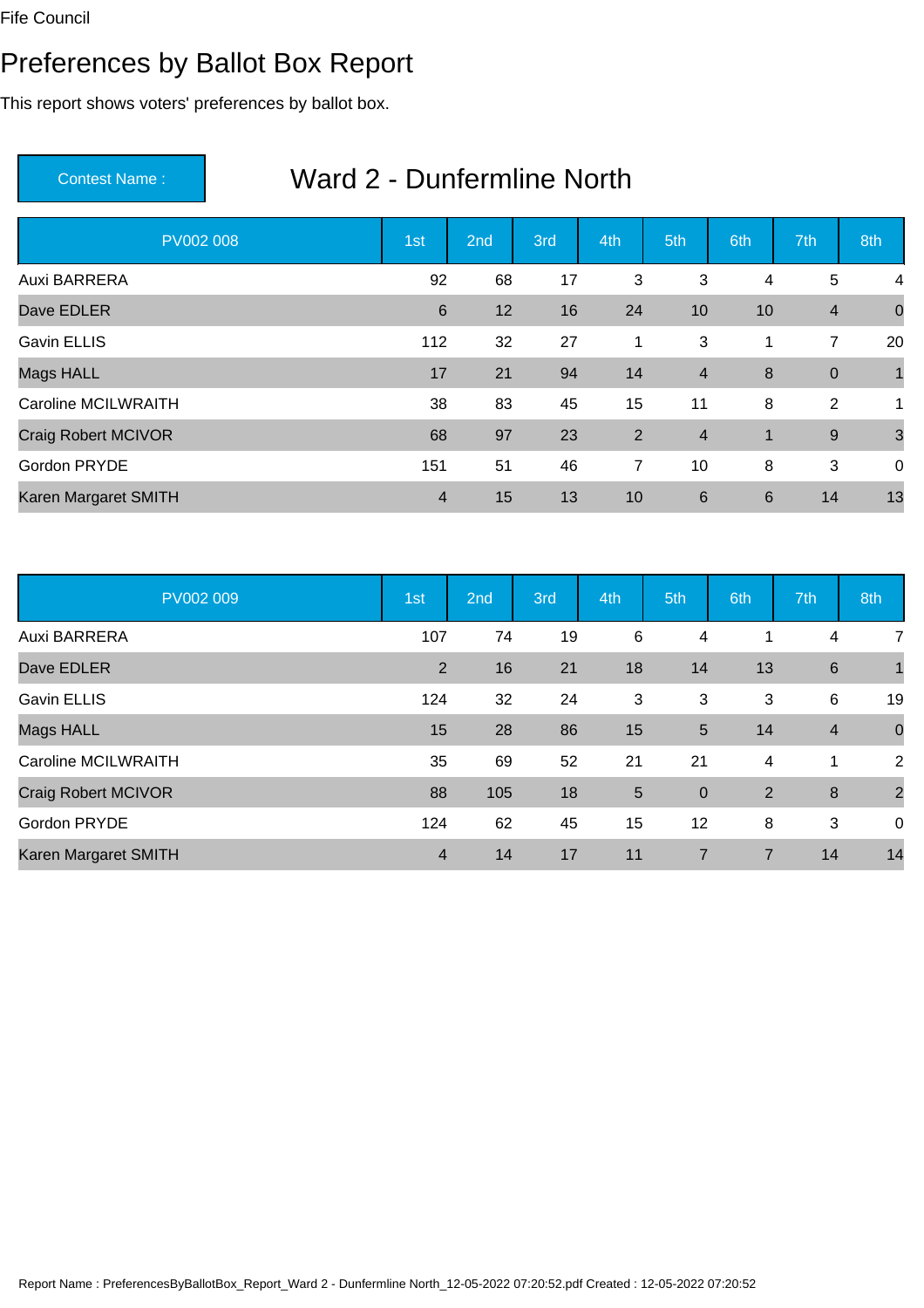Fife Council

# Preferences by Ballot Box Report

This report shows voters' preferences by ballot box.

Contest Name : **Ward 2 - Dunfermline North**

| PV002 008 | 1st | 2nd | 3rd | 4th | 5th | 6th | 7th | 8th |
|---|---|---|---|---|---|---|---|---|
| Auxi BARRERA | 92 | 68 | 17 | 3 | 3 | 4 | 5 | 4 |
| Dave EDLER | 6 | 12 | 16 | 24 | 10 | 10 | 4 | 0 |
| Gavin ELLIS | 112 | 32 | 27 | 1 | 3 | 1 | 7 | 20 |
| Mags HALL | 17 | 21 | 94 | 14 | 4 | 8 | 0 | 1 |
| Caroline MCILWRAITH | 38 | 83 | 45 | 15 | 11 | 8 | 2 | 1 |
| Craig Robert MCIVOR | 68 | 97 | 23 | 2 | 4 | 1 | 9 | 3 |
| Gordon PRYDE | 151 | 51 | 46 | 7 | 10 | 8 | 3 | 0 |
| Karen Margaret SMITH | 4 | 15 | 13 | 10 | 6 | 6 | 14 | 13 |

| PV002 009 | 1st | 2nd | 3rd | 4th | 5th | 6th | 7th | 8th |
|---|---|---|---|---|---|---|---|---|
| Auxi BARRERA | 107 | 74 | 19 | 6 | 4 | 1 | 4 | 7 |
| Dave EDLER | 2 | 16 | 21 | 18 | 14 | 13 | 6 | 1 |
| Gavin ELLIS | 124 | 32 | 24 | 3 | 3 | 3 | 6 | 19 |
| Mags HALL | 15 | 28 | 86 | 15 | 5 | 14 | 4 | 0 |
| Caroline MCILWRAITH | 35 | 69 | 52 | 21 | 21 | 4 | 1 | 2 |
| Craig Robert MCIVOR | 88 | 105 | 18 | 5 | 0 | 2 | 8 | 2 |
| Gordon PRYDE | 124 | 62 | 45 | 15 | 12 | 8 | 3 | 0 |
| Karen Margaret SMITH | 4 | 14 | 17 | 11 | 7 | 7 | 14 | 14 |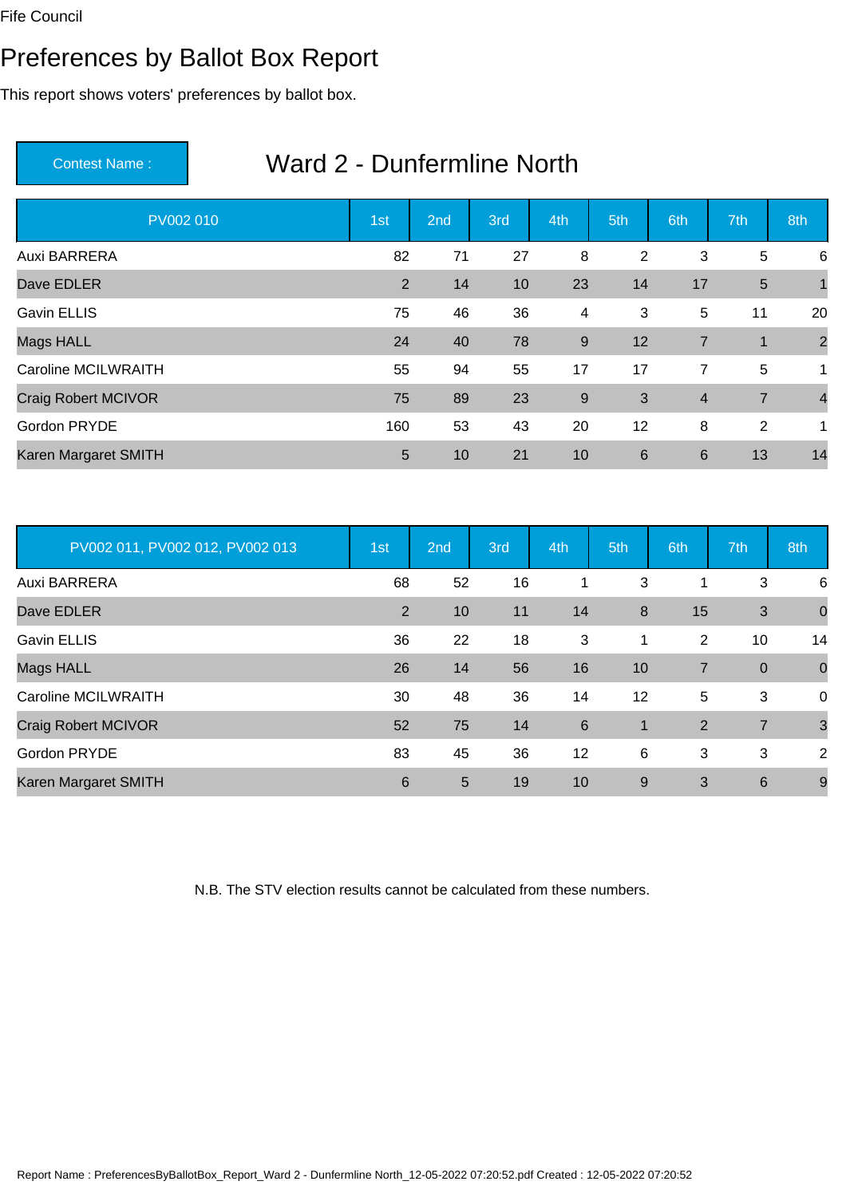Fife Council

# Preferences by Ballot Box Report

This report shows voters' preferences by ballot box.

| Contest Name : | Ward 2 - Dunfermline North |
|---|---|

| PV002 010 | 1st | 2nd | 3rd | 4th | 5th | 6th | 7th | 8th |
|---|---|---|---|---|---|---|---|---|
| Auxi BARRERA | 82 | 71 | 27 | 8 | 2 | 3 | 5 | 6 |
| Dave EDLER | 2 | 14 | 10 | 23 | 14 | 17 | 5 | 1 |
| Gavin ELLIS | 75 | 46 | 36 | 4 | 3 | 5 | 11 | 20 |
| Mags HALL | 24 | 40 | 78 | 9 | 12 | 7 | 1 | 2 |
| Caroline MCILWRAITH | 55 | 94 | 55 | 17 | 17 | 7 | 5 | 1 |
| Craig Robert MCIVOR | 75 | 89 | 23 | 9 | 3 | 4 | 7 | 4 |
| Gordon PRYDE | 160 | 53 | 43 | 20 | 12 | 8 | 2 | 1 |
| Karen Margaret SMITH | 5 | 10 | 21 | 10 | 6 | 6 | 13 | 14 |

| PV002 011, PV002 012, PV002 013 | 1st | 2nd | 3rd | 4th | 5th | 6th | 7th | 8th |
|---|---|---|---|---|---|---|---|---|
| Auxi BARRERA | 68 | 52 | 16 | 1 | 3 | 1 | 3 | 6 |
| Dave EDLER | 2 | 10 | 11 | 14 | 8 | 15 | 3 | 0 |
| Gavin ELLIS | 36 | 22 | 18 | 3 | 1 | 2 | 10 | 14 |
| Mags HALL | 26 | 14 | 56 | 16 | 10 | 7 | 0 | 0 |
| Caroline MCILWRAITH | 30 | 48 | 36 | 14 | 12 | 5 | 3 | 0 |
| Craig Robert MCIVOR | 52 | 75 | 14 | 6 | 1 | 2 | 7 | 3 |
| Gordon PRYDE | 83 | 45 | 36 | 12 | 6 | 3 | 3 | 2 |
| Karen Margaret SMITH | 6 | 5 | 19 | 10 | 9 | 3 | 6 | 9 |

N.B. The STV election results cannot be calculated from these numbers.

Report Name : PreferencesByBallotBox_Report_Ward 2 - Dunfermline North_12-05-2022 07:20:52.pdf Created : 12-05-2022 07:20:52